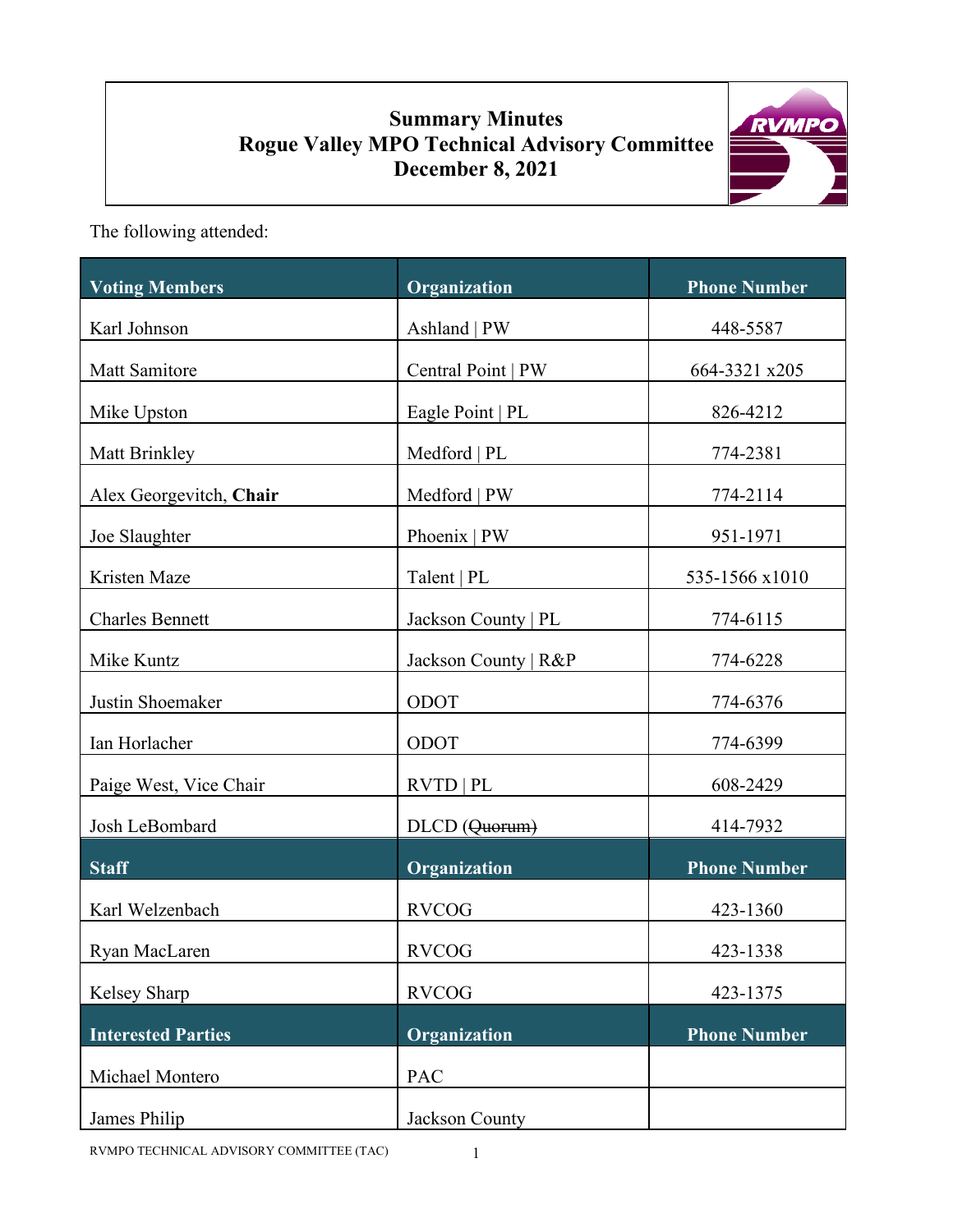# Summary Minutes
# Rogue Valley MPO Technical Advisory Committee
# December 8, 2021

The following attended:

| Voting Members | Organization | Phone Number |
|---|---|---|
| Karl Johnson | Ashland \| PW | 448-5587 |
| Matt Samitore | Central Point \| PW | 664-3321 x205 |
| Mike Upston | Eagle Point \| PL | 826-4212 |
| Matt Brinkley | Medford \| PL | 774-2381 |
| Alex Georgevitch, **Chair** | Medford \| PW | 774-2114 |
| Joe Slaughter | Phoenix \| PW | 951-1971 |
| Kristen Maze | Talent \| PL | 535-1566 x1010 |
| Charles Bennett | Jackson County \| PL | 774-6115 |
| Mike Kuntz | Jackson County \| R&P | 774-6228 |
| Justin Shoemaker | ODOT | 774-6376 |
| Ian Horlacher | ODOT | 774-6399 |
| Paige West, Vice Chair | RVTD \| PL | 608-2429 |
| Josh LeBombard | DLCD (~~Quorum~~) | 414-7932 |
| **Staff** | **Organization** | **Phone Number** |
| Karl Welzenbach | RVCOG | 423-1360 |
| Ryan MacLaren | RVCOG | 423-1338 |
| Kelsey Sharp | RVCOG | 423-1375 |
| **Interested Parties** | **Organization** | **Phone Number** |
| Michael Montero | PAC | |
| James Philip | Jackson County | |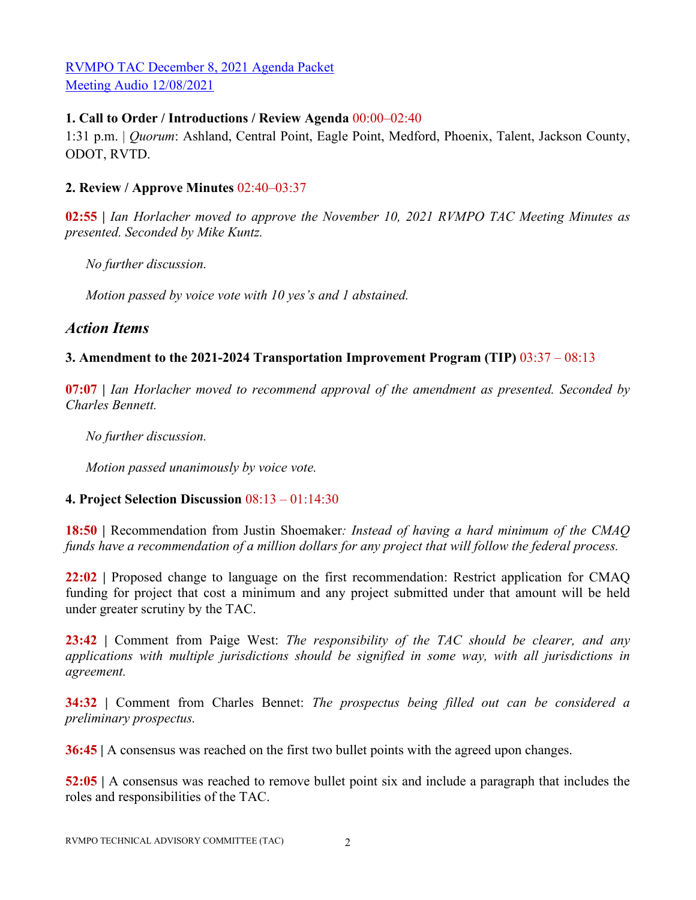[RVMPO TAC December 8, 2021 Agenda Packet](#)
[Meeting Audio 12/08/2021](#)

**1. Call to Order / Introductions / Review Agenda** 00:00–02:40
1:31 p.m. | *Quorum*: Ashland, Central Point, Eagle Point, Medford, Phoenix, Talent, Jackson County, ODOT, RVTD.

**2. Review / Approve Minutes** 02:40–03:37

**02:55 |** *Ian Horlacher moved to approve the November 10, 2021 RVMPO TAC Meeting Minutes as presented. Seconded by Mike Kuntz.*

*No further discussion.*

*Motion passed by voice vote with 10 yes's and 1 abstained.*

## *Action Items*

**3. Amendment to the 2021-2024 Transportation Improvement Program (TIP)** 03:37 – 08:13

**07:07 |** *Ian Horlacher moved to recommend approval of the amendment as presented. Seconded by Charles Bennett.*

*No further discussion.*

*Motion passed unanimously by voice vote.*

**4. Project Selection Discussion** 08:13 – 01:14:30

**18:50 |** Recommendation from Justin Shoemaker*: Instead of having a hard minimum of the CMAQ funds have a recommendation of a million dollars for any project that will follow the federal process.*

**22:02 |** Proposed change to language on the first recommendation: Restrict application for CMAQ funding for project that cost a minimum and any project submitted under that amount will be held under greater scrutiny by the TAC.

**23:42 |** Comment from Paige West: *The responsibility of the TAC should be clearer, and any applications with multiple jurisdictions should be signified in some way, with all jurisdictions in agreement.*

**34:32 |** Comment from Charles Bennet: *The prospectus being filled out can be considered a preliminary prospectus.*

**36:45 |** A consensus was reached on the first two bullet points with the agreed upon changes.

**52:05 |** A consensus was reached to remove bullet point six and include a paragraph that includes the roles and responsibilities of the TAC.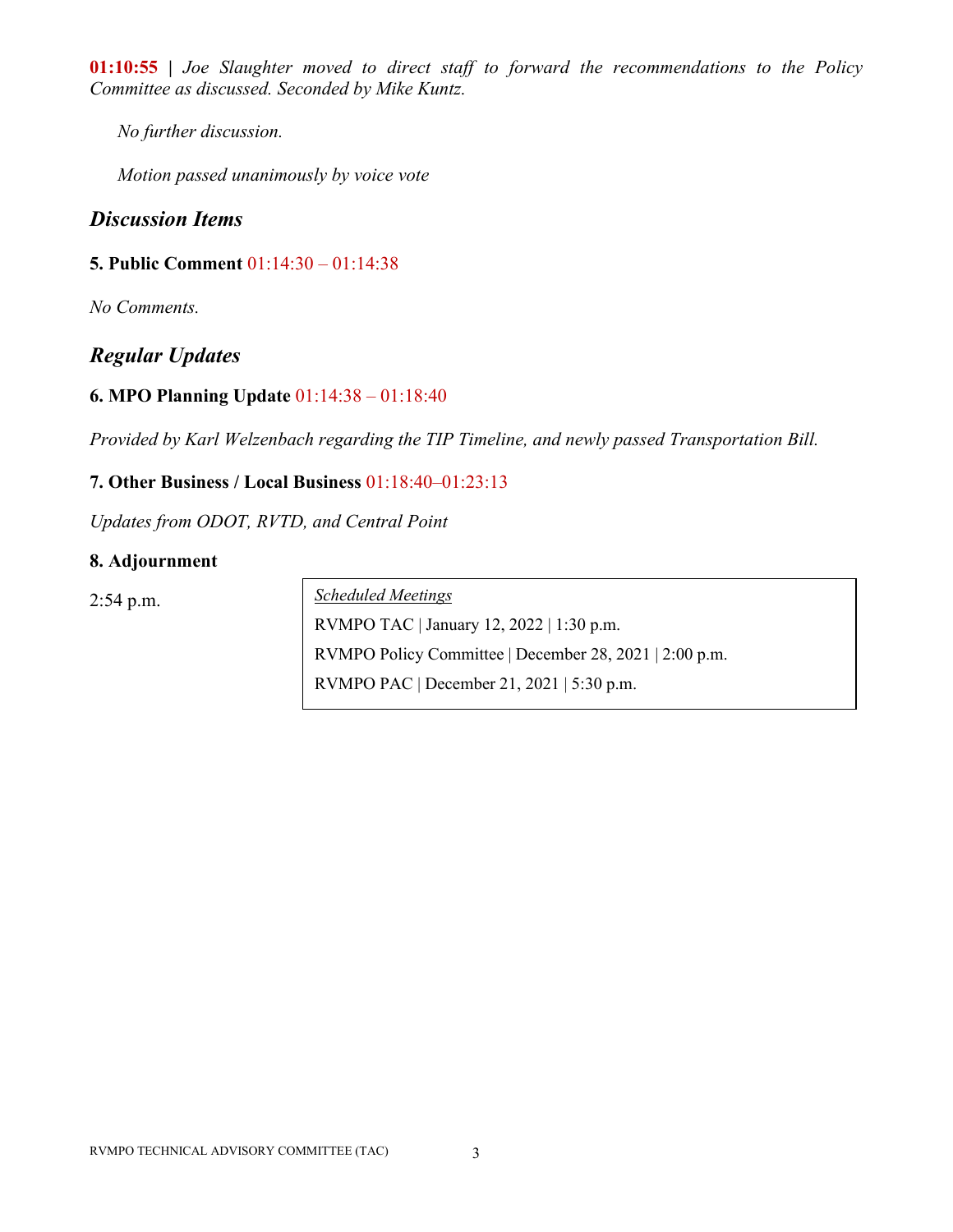**01:10:55 |** *Joe Slaughter moved to direct staff to forward the recommendations to the Policy Committee as discussed. Seconded by Mike Kuntz.*

*No further discussion.*

*Motion passed unanimously by voice vote*

## *Discussion Items*

**5. Public Comment** 01:14:30 – 01:14:38

*No Comments.*

## *Regular Updates*

**6. MPO Planning Update** 01:14:38 – 01:18:40

*Provided by Karl Welzenbach regarding the TIP Timeline, and newly passed Transportation Bill.*

**7. Other Business / Local Business** 01:18:40–01:23:13

*Updates from ODOT, RVTD, and Central Point*

**8. Adjournment**

2:54 p.m.

*Scheduled Meetings*

RVMPO TAC | January 12, 2022 | 1:30 p.m.

RVMPO Policy Committee | December 28, 2021 | 2:00 p.m.

RVMPO PAC | December 21, 2021 | 5:30 p.m.